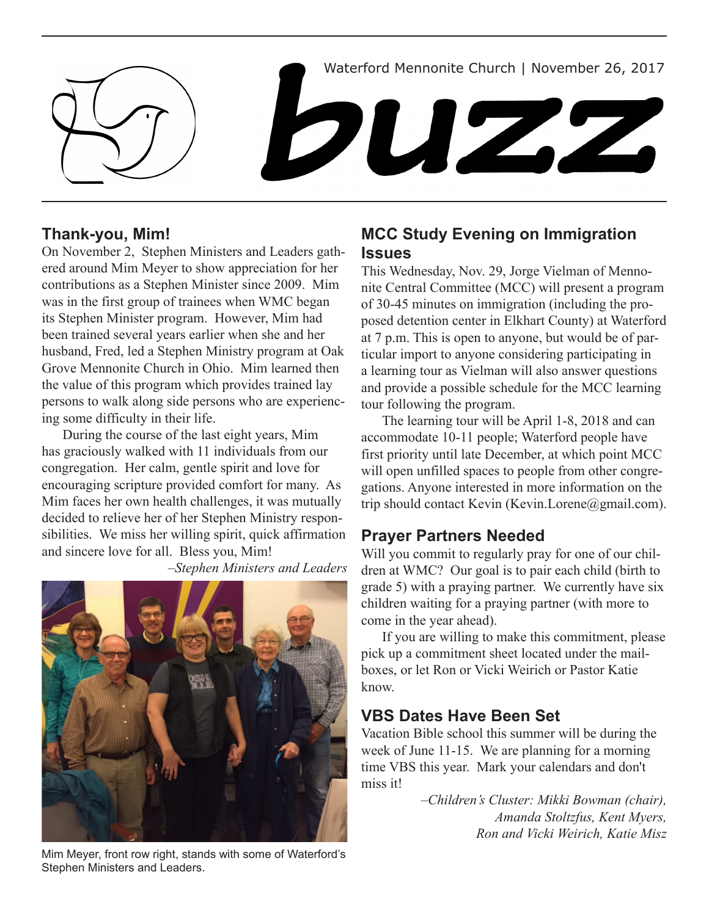Waterford Mennonite Church | November 26, 2017

# buzz

## Thank-you, Mim!

On November 2, Stephen Ministers and Leaders gathered around Mim Meyer to show appreciation for her contributions as a Stephen Minister since 2009. Mim was in the first group of trainees when WMC began its Stephen Minister program. However, Mim had been trained several years earlier when she and her husband, Fred, led a Stephen Ministry program at Oak Grove Mennonite Church in Ohio. Mim learned then the value of this program which provides trained lay persons to walk along side persons who are experiencing some difficulty in their life.

During the course of the last eight years, Mim has graciously walked with 11 individuals from our congregation. Her calm, gentle spirit and love for encouraging scripture provided comfort for many. As Mim faces her own health challenges, it was mutually decided to relieve her of her Stephen Ministry responsibilities. We miss her willing spirit, quick affirmation and sincere love for all. Bless you, Mim!

*–Stephen Ministers and Leaders*

Mim Meyer, front row right, stands with some of Waterford's Stephen Ministers and Leaders.

## MCC Study Evening on Immigration Issues

This Wednesday, Nov. 29, Jorge Vielman of Mennonite Central Committee (MCC) will present a program of 30-45 minutes on immigration (including the proposed detention center in Elkhart County) at Waterford at 7 p.m. This is open to anyone, but would be of particular import to anyone considering participating in a learning tour as Vielman will also answer questions and provide a possible schedule for the MCC learning tour following the program.

The learning tour will be April 1-8, 2018 and can accommodate 10-11 people; Waterford people have first priority until late December, at which point MCC will open unfilled spaces to people from other congregations. Anyone interested in more information on the trip should contact Kevin (Kevin.Lorene@gmail.com).

## Prayer Partners Needed

Will you commit to regularly pray for one of our children at WMC? Our goal is to pair each child (birth to grade 5) with a praying partner. We currently have six children waiting for a praying partner (with more to come in the year ahead).

If you are willing to make this commitment, please pick up a commitment sheet located under the mailboxes, or let Ron or Vicki Weirich or Pastor Katie know.

## VBS Dates Have Been Set

Vacation Bible school this summer will be during the week of June 11-15. We are planning for a morning time VBS this year. Mark your calendars and don't miss it!

*–Children's Cluster: Mikki Bowman (chair), Amanda Stoltzfus, Kent Myers, Ron and Vicki Weirich, Katie Misz*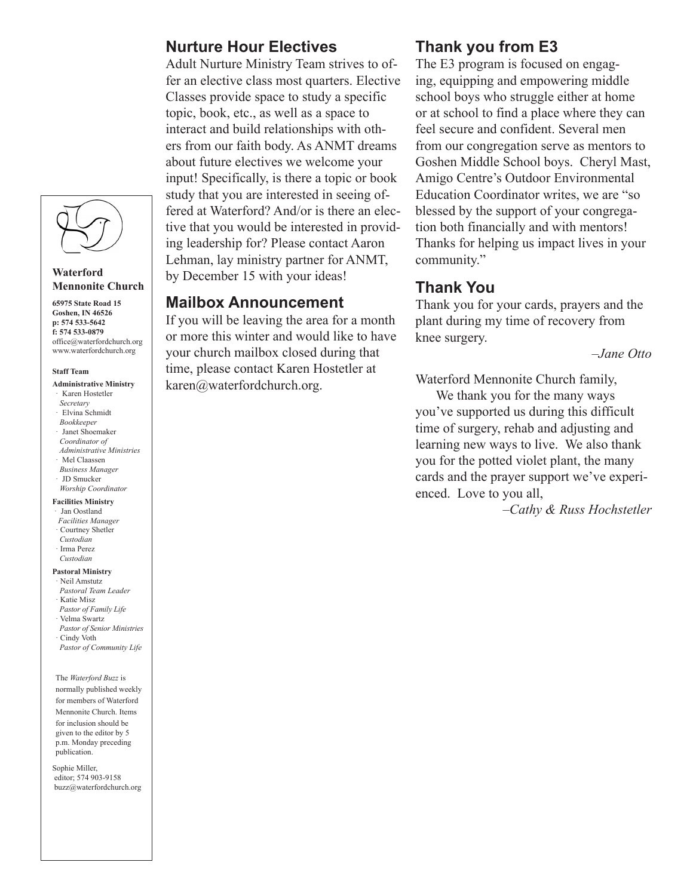## Nurture Hour Electives

Adult Nurture Ministry Team strives to offer an elective class most quarters. Elective Classes provide space to study a specific topic, book, etc., as well as a space to interact and build relationships with others from our faith body. As ANMT dreams about future electives we welcome your input! Specifically, is there a topic or book study that you are interested in seeing offered at Waterford? And/or is there an elective that you would be interested in providing leadership for? Please contact Aaron Lehman, lay ministry partner for ANMT, by December 15 with your ideas!

## Mailbox Announcement

If you will be leaving the area for a month or more this winter and would like to have your church mailbox closed during that time, please contact Karen Hostetler at karen@waterfordchurch.org.

## Thank you from E3

The E3 program is focused on engaging, equipping and empowering middle school boys who struggle either at home or at school to find a place where they can feel secure and confident. Several men from our congregation serve as mentors to Goshen Middle School boys. Cheryl Mast, Amigo Centre's Outdoor Environmental Education Coordinator writes, we are "so blessed by the support of your congregation both financially and with mentors! Thanks for helping us impact lives in your community."

## Thank You

Thank you for your cards, prayers and the plant during my time of recovery from knee surgery.

*–Jane Otto*

Waterford Mennonite Church family,

We thank you for the many ways you've supported us during this difficult time of surgery, rehab and adjusting and learning new ways to live. We also thank you for the potted violet plant, the many cards and the prayer support we've experienced. Love to you all,

*–Cathy & Russ Hochstetler*

---

**Waterford Mennonite Church**

**65975 State Road 15**
**Goshen, IN 46526**
**p: 574 533-5642**
**f: 574 533-0879**
office@waterfordchurch.org
www.waterfordchurch.org

**Staff Team**

**Administrative Ministry**
- Karen Hostetler, *Secretary*
- Elvina Schmidt, *Bookkeeper*
- Janet Shoemaker, *Coordinator of Administrative Ministries*
- Mel Claassen, *Business Manager*
- JD Smucker, *Worship Coordinator*

**Facilities Ministry**
- Jan Oostland, *Facilities Manager*
- Courtney Shetler, *Custodian*
- Irma Perez, *Custodian*

**Pastoral Ministry**
- Neil Amstutz, *Pastoral Team Leader*
- Katie Misz, *Pastor of Family Life*
- Velma Swartz, *Pastor of Senior Ministries*
- Cindy Voth, *Pastor of Community Life*

The *Waterford Buzz* is normally published weekly for members of Waterford Mennonite Church. Items for inclusion should be given to the editor by 5 p.m. Monday preceding publication.

Sophie Miller, editor; 574 903-9158
buzz@waterfordchurch.org